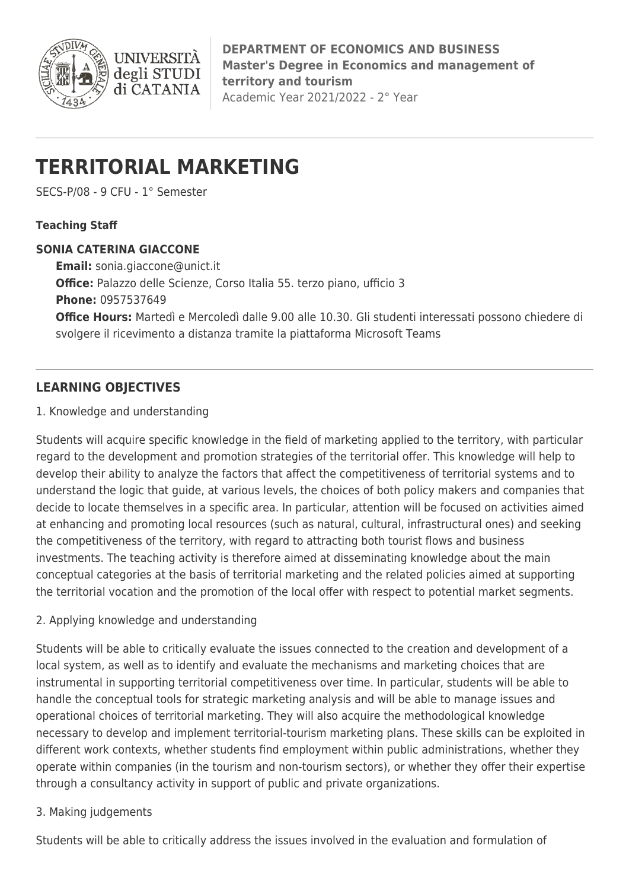**DEPARTMENT OF ECONOMICS AND BUSINESS**
**Master's Degree in Economics and management of territory and tourism**
Academic Year 2021/2022 - 2° Year

# TERRITORIAL MARKETING

SECS-P/08 - 9 CFU - 1° Semester

**Teaching Staff**

**SONIA CATERINA GIACCONE**

**Email:** sonia.giaccone@unict.it
**Office:** Palazzo delle Scienze, Corso Italia 55. terzo piano, ufficio 3
**Phone:** 0957537649
**Office Hours:** Martedì e Mercoledì dalle 9.00 alle 10.30. Gli studenti interessati possono chiedere di svolgere il ricevimento a distanza tramite la piattaforma Microsoft Teams

## LEARNING OBJECTIVES

1. Knowledge and understanding

Students will acquire specific knowledge in the field of marketing applied to the territory, with particular regard to the development and promotion strategies of the territorial offer. This knowledge will help to develop their ability to analyze the factors that affect the competitiveness of territorial systems and to understand the logic that guide, at various levels, the choices of both policy makers and companies that decide to locate themselves in a specific area. In particular, attention will be focused on activities aimed at enhancing and promoting local resources (such as natural, cultural, infrastructural ones) and seeking the competitiveness of the territory, with regard to attracting both tourist flows and business investments. The teaching activity is therefore aimed at disseminating knowledge about the main conceptual categories at the basis of territorial marketing and the related policies aimed at supporting the territorial vocation and the promotion of the local offer with respect to potential market segments.

2. Applying knowledge and understanding

Students will be able to critically evaluate the issues connected to the creation and development of a local system, as well as to identify and evaluate the mechanisms and marketing choices that are instrumental in supporting territorial competitiveness over time. In particular, students will be able to handle the conceptual tools for strategic marketing analysis and will be able to manage issues and operational choices of territorial marketing. They will also acquire the methodological knowledge necessary to develop and implement territorial-tourism marketing plans. These skills can be exploited in different work contexts, whether students find employment within public administrations, whether they operate within companies (in the tourism and non-tourism sectors), or whether they offer their expertise through a consultancy activity in support of public and private organizations.

3. Making judgements

Students will be able to critically address the issues involved in the evaluation and formulation of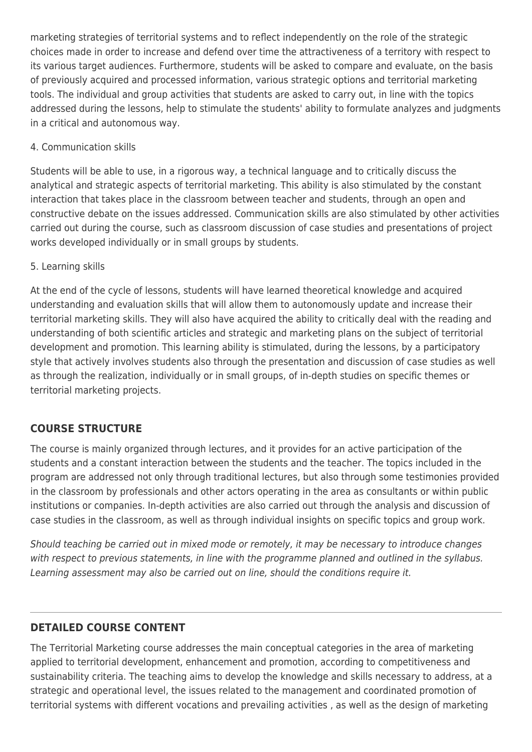marketing strategies of territorial systems and to reflect independently on the role of the strategic choices made in order to increase and defend over time the attractiveness of a territory with respect to its various target audiences. Furthermore, students will be asked to compare and evaluate, on the basis of previously acquired and processed information, various strategic options and territorial marketing tools. The individual and group activities that students are asked to carry out, in line with the topics addressed during the lessons, help to stimulate the students' ability to formulate analyzes and judgments in a critical and autonomous way.

4. Communication skills

Students will be able to use, in a rigorous way, a technical language and to critically discuss the analytical and strategic aspects of territorial marketing. This ability is also stimulated by the constant interaction that takes place in the classroom between teacher and students, through an open and constructive debate on the issues addressed. Communication skills are also stimulated by other activities carried out during the course, such as classroom discussion of case studies and presentations of project works developed individually or in small groups by students.

5. Learning skills

At the end of the cycle of lessons, students will have learned theoretical knowledge and acquired understanding and evaluation skills that will allow them to autonomously update and increase their territorial marketing skills. They will also have acquired the ability to critically deal with the reading and understanding of both scientific articles and strategic and marketing plans on the subject of territorial development and promotion. This learning ability is stimulated, during the lessons, by a participatory style that actively involves students also through the presentation and discussion of case studies as well as through the realization, individually or in small groups, of in-depth studies on specific themes or territorial marketing projects.

## COURSE STRUCTURE

The course is mainly organized through lectures, and it provides for an active participation of the students and a constant interaction between the students and the teacher. The topics included in the program are addressed not only through traditional lectures, but also through some testimonies provided in the classroom by professionals and other actors operating in the area as consultants or within public institutions or companies. In-depth activities are also carried out through the analysis and discussion of case studies in the classroom, as well as through individual insights on specific topics and group work.

*Should teaching be carried out in mixed mode or remotely, it may be necessary to introduce changes with respect to previous statements, in line with the programme planned and outlined in the syllabus. Learning assessment may also be carried out on line, should the conditions require it.*

---

## DETAILED COURSE CONTENT

The Territorial Marketing course addresses the main conceptual categories in the area of marketing applied to territorial development, enhancement and promotion, according to competitiveness and sustainability criteria. The teaching aims to develop the knowledge and skills necessary to address, at a strategic and operational level, the issues related to the management and coordinated promotion of territorial systems with different vocations and prevailing activities , as well as the design of marketing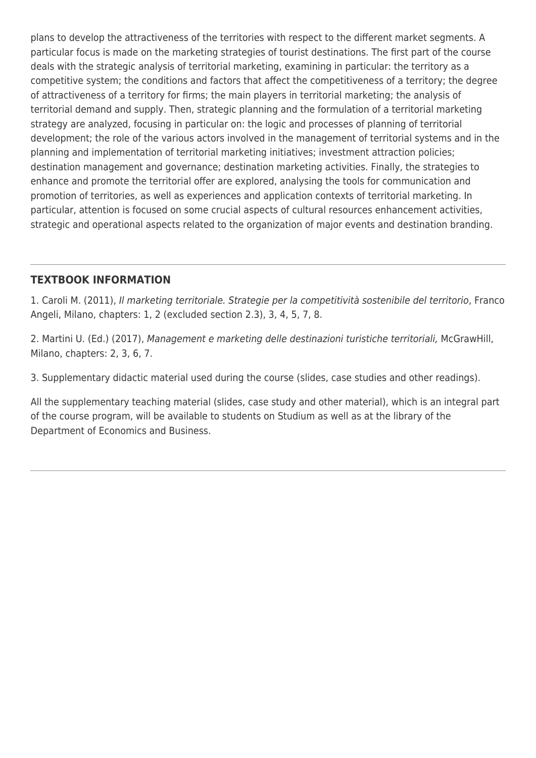plans to develop the attractiveness of the territories with respect to the different market segments. A particular focus is made on the marketing strategies of tourist destinations. The first part of the course deals with the strategic analysis of territorial marketing, examining in particular: the territory as a competitive system; the conditions and factors that affect the competitiveness of a territory; the degree of attractiveness of a territory for firms; the main players in territorial marketing; the analysis of territorial demand and supply. Then, strategic planning and the formulation of a territorial marketing strategy are analyzed, focusing in particular on: the logic and processes of planning of territorial development; the role of the various actors involved in the management of territorial systems and in the planning and implementation of territorial marketing initiatives; investment attraction policies; destination management and governance; destination marketing activities. Finally, the strategies to enhance and promote the territorial offer are explored, analysing the tools for communication and promotion of territories, as well as experiences and application contexts of territorial marketing. In particular, attention is focused on some crucial aspects of cultural resources enhancement activities, strategic and operational aspects related to the organization of major events and destination branding.

---

## TEXTBOOK INFORMATION

1. Caroli M. (2011), *Il marketing territoriale. Strategie per la competitività sostenibile del territorio*, Franco Angeli, Milano, chapters: 1, 2 (excluded section 2.3), 3, 4, 5, 7, 8.

2. Martini U. (Ed.) (2017), *Management e marketing delle destinazioni turistiche territoriali,* McGrawHill, Milano, chapters: 2, 3, 6, 7.

3. Supplementary didactic material used during the course (slides, case studies and other readings).

All the supplementary teaching material (slides, case study and other material), which is an integral part of the course program, will be available to students on Studium as well as at the library of the Department of Economics and Business.

---